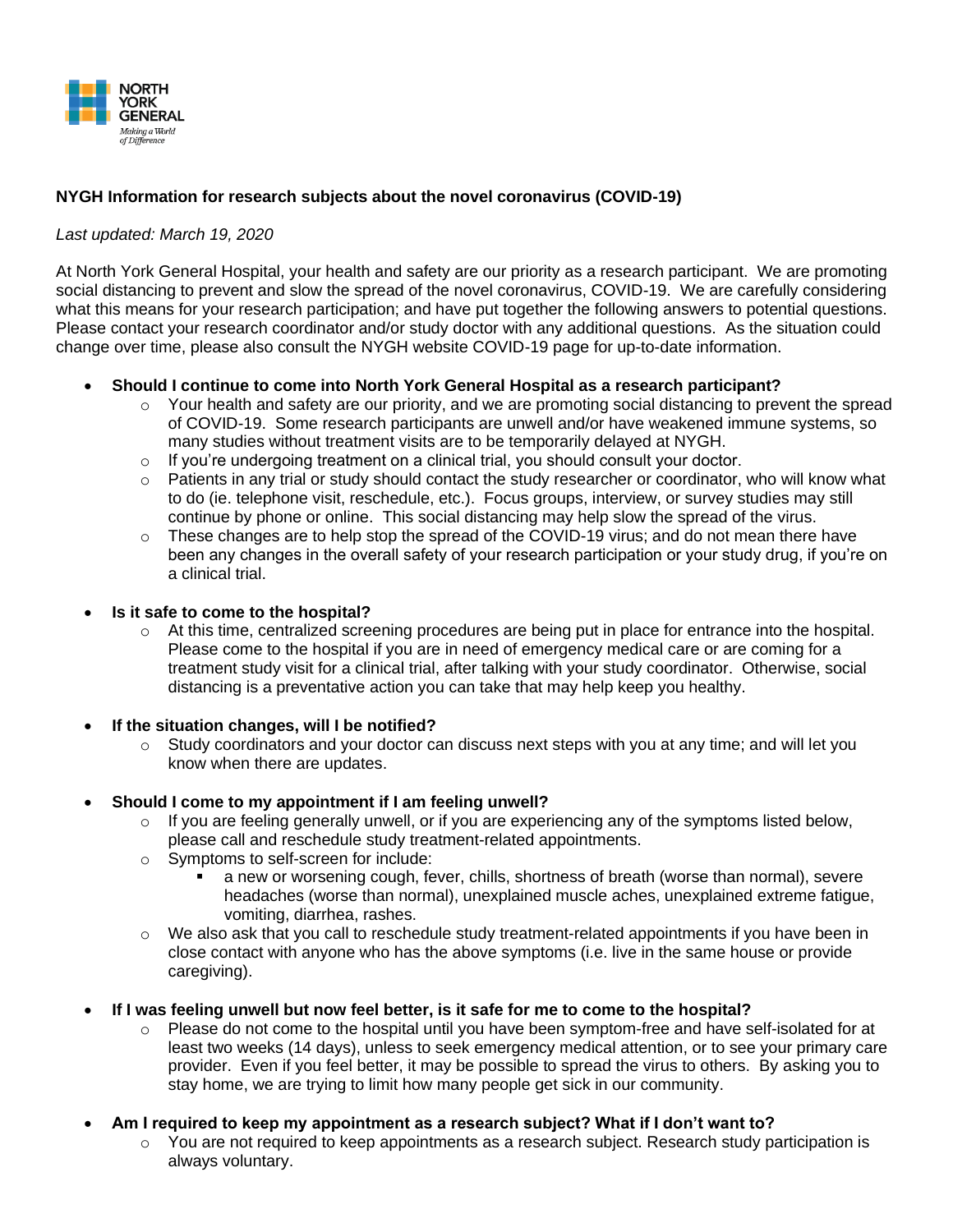**NYGH Information for research subjects about the novel coronavirus (COVID-19)**

*Last updated: March 19, 2020*

At North York General Hospital, your health and safety are our priority as a research participant. We are promoting social distancing to prevent and slow the spread of the novel coronavirus, COVID-19. We are carefully considering what this means for your research participation; and have put together the following answers to potential questions. Please contact your research coordinator and/or study doctor with any additional questions. As the situation could change over time, please also consult the NYGH website COVID-19 page for up-to-date information.

- **Should I continue to come into North York General Hospital as a research participant?**
  - Your health and safety are our priority, and we are promoting social distancing to prevent the spread of COVID-19. Some research participants are unwell and/or have weakened immune systems, so many studies without treatment visits are to be temporarily delayed at NYGH.
  - If you're undergoing treatment on a clinical trial, you should consult your doctor.
  - Patients in any trial or study should contact the study researcher or coordinator, who will know what to do (ie. telephone visit, reschedule, etc.). Focus groups, interview, or survey studies may still continue by phone or online. This social distancing may help slow the spread of the virus.
  - These changes are to help stop the spread of the COVID-19 virus; and do not mean there have been any changes in the overall safety of your research participation or your study drug, if you're on a clinical trial.

- **Is it safe to come to the hospital?**
  - At this time, centralized screening procedures are being put in place for entrance into the hospital. Please come to the hospital if you are in need of emergency medical care or are coming for a treatment study visit for a clinical trial, after talking with your study coordinator. Otherwise, social distancing is a preventative action you can take that may help keep you healthy.

- **If the situation changes, will I be notified?**
  - Study coordinators and your doctor can discuss next steps with you at any time; and will let you know when there are updates.

- **Should I come to my appointment if I am feeling unwell?**
  - If you are feeling generally unwell, or if you are experiencing any of the symptoms listed below, please call and reschedule study treatment-related appointments.
  - Symptoms to self-screen for include:
    - a new or worsening cough, fever, chills, shortness of breath (worse than normal), severe headaches (worse than normal), unexplained muscle aches, unexplained extreme fatigue, vomiting, diarrhea, rashes.
  - We also ask that you call to reschedule study treatment-related appointments if you have been in close contact with anyone who has the above symptoms (i.e. live in the same house or provide caregiving).

- **If I was feeling unwell but now feel better, is it safe for me to come to the hospital?**
  - Please do not come to the hospital until you have been symptom-free and have self-isolated for at least two weeks (14 days), unless to seek emergency medical attention, or to see your primary care provider. Even if you feel better, it may be possible to spread the virus to others. By asking you to stay home, we are trying to limit how many people get sick in our community.

- **Am I required to keep my appointment as a research subject? What if I don't want to?**
  - You are not required to keep appointments as a research subject. Research study participation is always voluntary.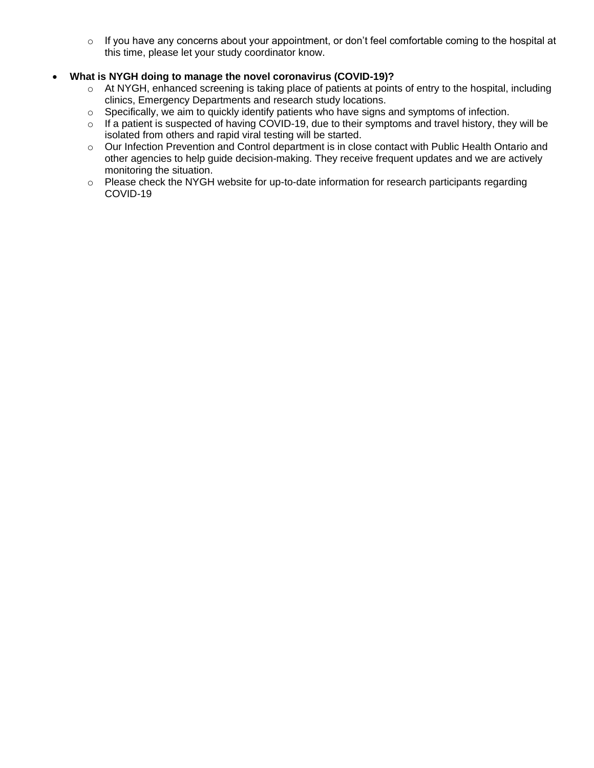- If you have any concerns about your appointment, or don't feel comfortable coming to the hospital at this time, please let your study coordinator know.

- **What is NYGH doing to manage the novel coronavirus (COVID-19)?**
  - At NYGH, enhanced screening is taking place of patients at points of entry to the hospital, including clinics, Emergency Departments and research study locations.
  - Specifically, we aim to quickly identify patients who have signs and symptoms of infection.
  - If a patient is suspected of having COVID-19, due to their symptoms and travel history, they will be isolated from others and rapid viral testing will be started.
  - Our Infection Prevention and Control department is in close contact with Public Health Ontario and other agencies to help guide decision-making. They receive frequent updates and we are actively monitoring the situation.
  - Please check the NYGH website for up-to-date information for research participants regarding COVID-19